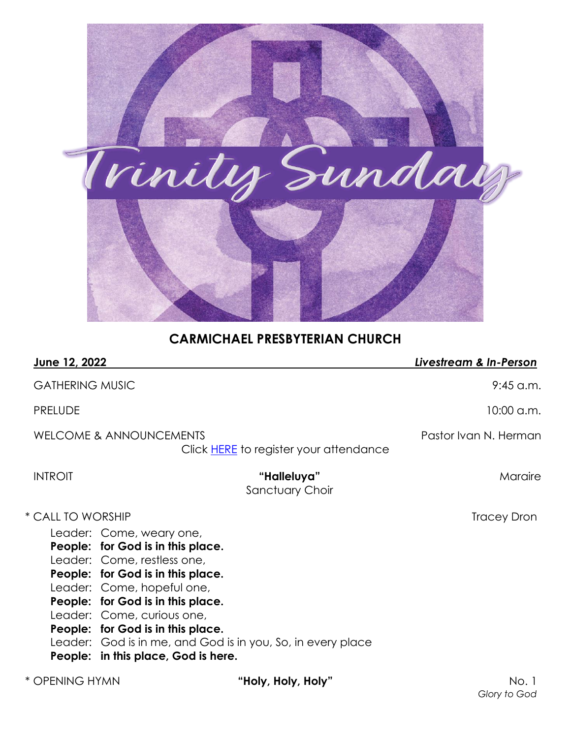Trinity Sunday

# CARMICHAEL PRESBYTERIAN CHURCH

**June 12, 2022** — ***Livestream & In-Person***

GATHERING MUSIC — 9:45 a.m.

PRELUDE — 10:00 a.m.

WELCOME & ANNOUNCEMENTS — Pastor Ivan N. Herman

Click HERE to register your attendance

INTROIT — **"Halleluya"** — Maraire
Sanctuary Choir

\* CALL TO WORSHIP — Tracey Dron

Leader: Come, weary one,
**People: for God is in this place.**
Leader: Come, restless one,
**People: for God is in this place.**
Leader: Come, hopeful one,
**People: for God is in this place.**
Leader: Come, curious one,
**People: for God is in this place.**
Leader: God is in me, and God is in you, So, in every place
**People: in this place, God is here.**

\* OPENING HYMN — **"Holy, Holy, Holy"** — No. 1
*Glory to God*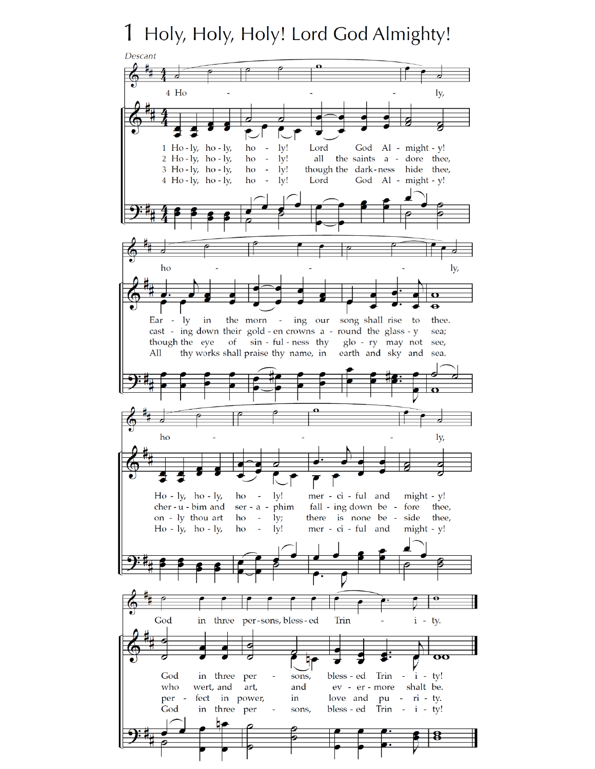# 1 Holy, Holy, Holy! Lord God Almighty!

*Descant*

4 Ho - - - ly, ho - - - ly, ho - - - ly, God in three per-sons, bless-ed Trin - i - ty.

1 Ho - ly, ho - ly, ho - ly! Lord God Al - might - y! Ear - ly in the morn - ing our song shall rise to thee. Ho - ly, ho - ly, ho - ly! mer - ci - ful and might - y! God in three per - sons, bless - ed Trin - i - ty!

2 Ho - ly, ho - ly, ho - ly! all the saints a - dore thee, cast - ing down their gold - en crowns a - round the glass - y sea; cher - u - bim and ser - a - phim fall - ing down be - fore thee, who wert, and art, and ev - er - more shalt be.

3 Ho - ly, ho - ly, ho - ly! though the dark - ness hide thee, though the eye of sin - ful - ness thy glo - ry may not see, on - ly thou art ho - ly; there is none be - side thee, per - fect in power, in love and pu - ri - ty.

4 Ho - ly, ho - ly, ho - ly! Lord God Al - might - y! All thy works shall praise thy name, in earth and sky and sea. Ho - ly, ho - ly, ho - ly! mer - ci - ful and might - y! God in three per - sons, bless - ed Trin - i - ty!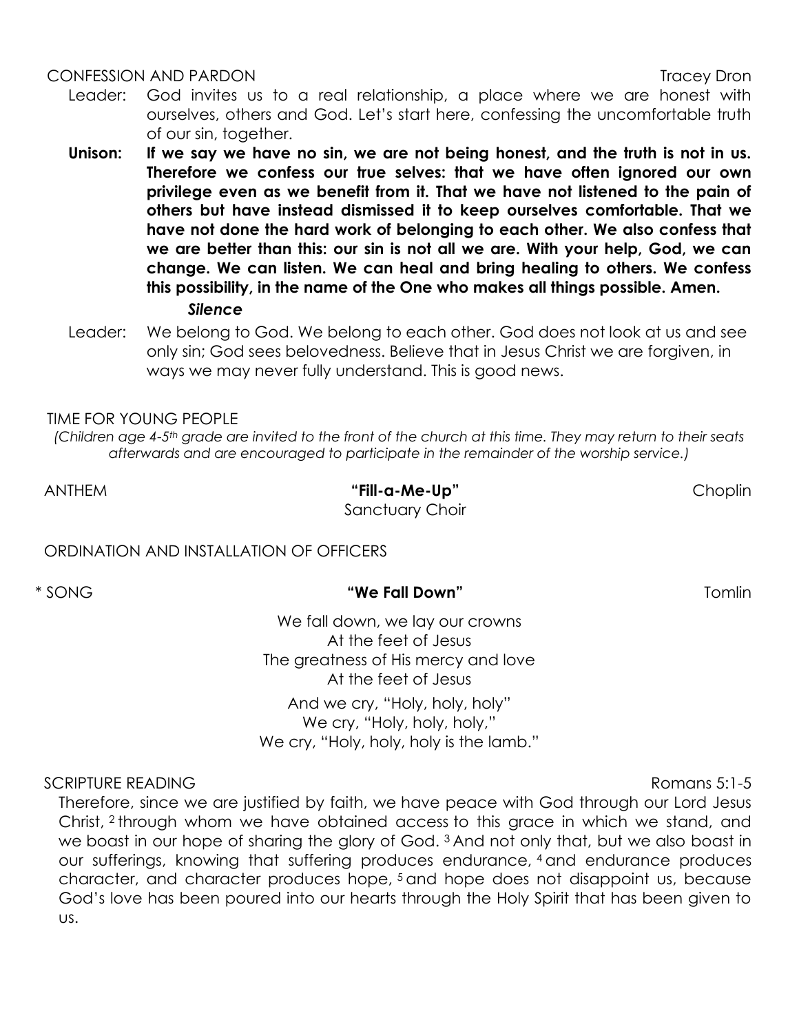CONFESSION AND PARDON Tracey Dron

Leader: God invites us to a real relationship, a place where we are honest with ourselves, others and God. Let's start here, confessing the uncomfortable truth of our sin, together.

**Unison: If we say we have no sin, we are not being honest, and the truth is not in us. Therefore we confess our true selves: that we have often ignored our own privilege even as we benefit from it. That we have not listened to the pain of others but have instead dismissed it to keep ourselves comfortable. That we have not done the hard work of belonging to each other. We also confess that we are better than this: our sin is not all we are. With your help, God, we can change. We can listen. We can heal and bring healing to others. We confess this possibility, in the name of the One who makes all things possible. Amen.**

***Silence***

Leader: We belong to God. We belong to each other. God does not look at us and see only sin; God sees belovedness. Believe that in Jesus Christ we are forgiven, in ways we may never fully understand. This is good news.

TIME FOR YOUNG PEOPLE

*(Children age 4-5th grade are invited to the front of the church at this time. They may return to their seats afterwards and are encouraged to participate in the remainder of the worship service.)*

ANTHEM **"Fill-a-Me-Up"** Choplin
Sanctuary Choir

ORDINATION AND INSTALLATION OF OFFICERS

\* SONG **"We Fall Down"** Tomlin

We fall down, we lay our crowns
At the feet of Jesus
The greatness of His mercy and love
At the feet of Jesus

And we cry, "Holy, holy, holy"
We cry, "Holy, holy, holy,"
We cry, "Holy, holy, holy is the lamb."

SCRIPTURE READING Romans 5:1-5

Therefore, since we are justified by faith, we have peace with God through our Lord Jesus Christ, [2] through whom we have obtained access to this grace in which we stand, and we boast in our hope of sharing the glory of God. [3] And not only that, but we also boast in our sufferings, knowing that suffering produces endurance, [4] and endurance produces character, and character produces hope, [5] and hope does not disappoint us, because God's love has been poured into our hearts through the Holy Spirit that has been given to us.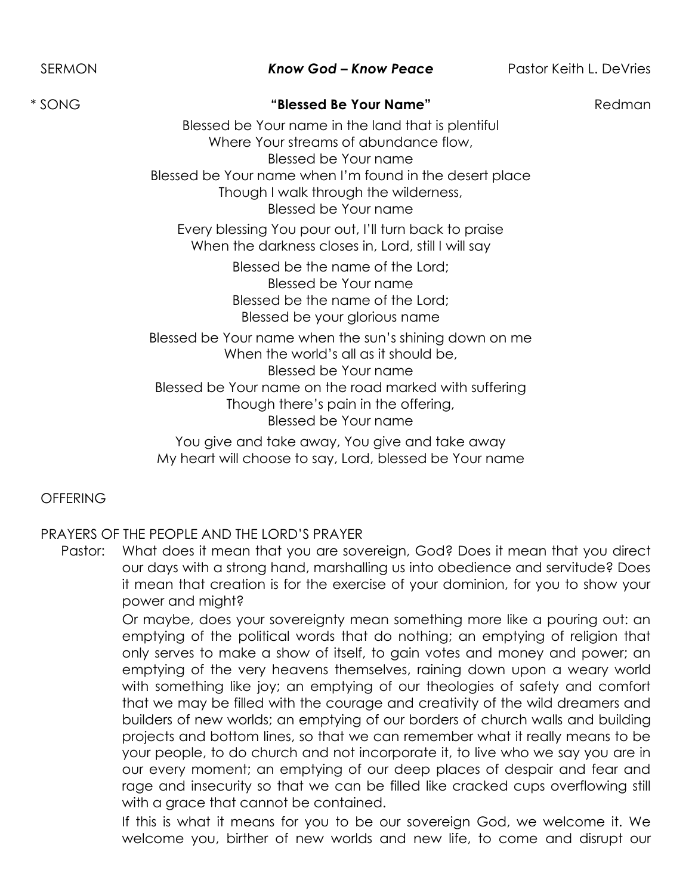SERMON **_Know God – Know Peace_** Pastor Keith L. DeVries

\* SONG **"Blessed Be Your Name"** Redman

Blessed be Your name in the land that is plentiful
Where Your streams of abundance flow,
Blessed be Your name
Blessed be Your name when I'm found in the desert place
Though I walk through the wilderness,
Blessed be Your name

Every blessing You pour out, I'll turn back to praise
When the darkness closes in, Lord, still I will say

Blessed be the name of the Lord;
Blessed be Your name
Blessed be the name of the Lord;
Blessed be your glorious name

Blessed be Your name when the sun's shining down on me
When the world's all as it should be,
Blessed be Your name
Blessed be Your name on the road marked with suffering
Though there's pain in the offering,
Blessed be Your name

You give and take away, You give and take away
My heart will choose to say, Lord, blessed be Your name

OFFERING

PRAYERS OF THE PEOPLE AND THE LORD'S PRAYER

Pastor: What does it mean that you are sovereign, God? Does it mean that you direct our days with a strong hand, marshalling us into obedience and servitude? Does it mean that creation is for the exercise of your dominion, for you to show your power and might?

Or maybe, does your sovereignty mean something more like a pouring out: an emptying of the political words that do nothing; an emptying of religion that only serves to make a show of itself, to gain votes and money and power; an emptying of the very heavens themselves, raining down upon a weary world with something like joy; an emptying of our theologies of safety and comfort that we may be filled with the courage and creativity of the wild dreamers and builders of new worlds; an emptying of our borders of church walls and building projects and bottom lines, so that we can remember what it really means to be your people, to do church and not incorporate it, to live who we say you are in our every moment; an emptying of our deep places of despair and fear and rage and insecurity so that we can be filled like cracked cups overflowing still with a grace that cannot be contained.

If this is what it means for you to be our sovereign God, we welcome it. We welcome you, birther of new worlds and new life, to come and disrupt our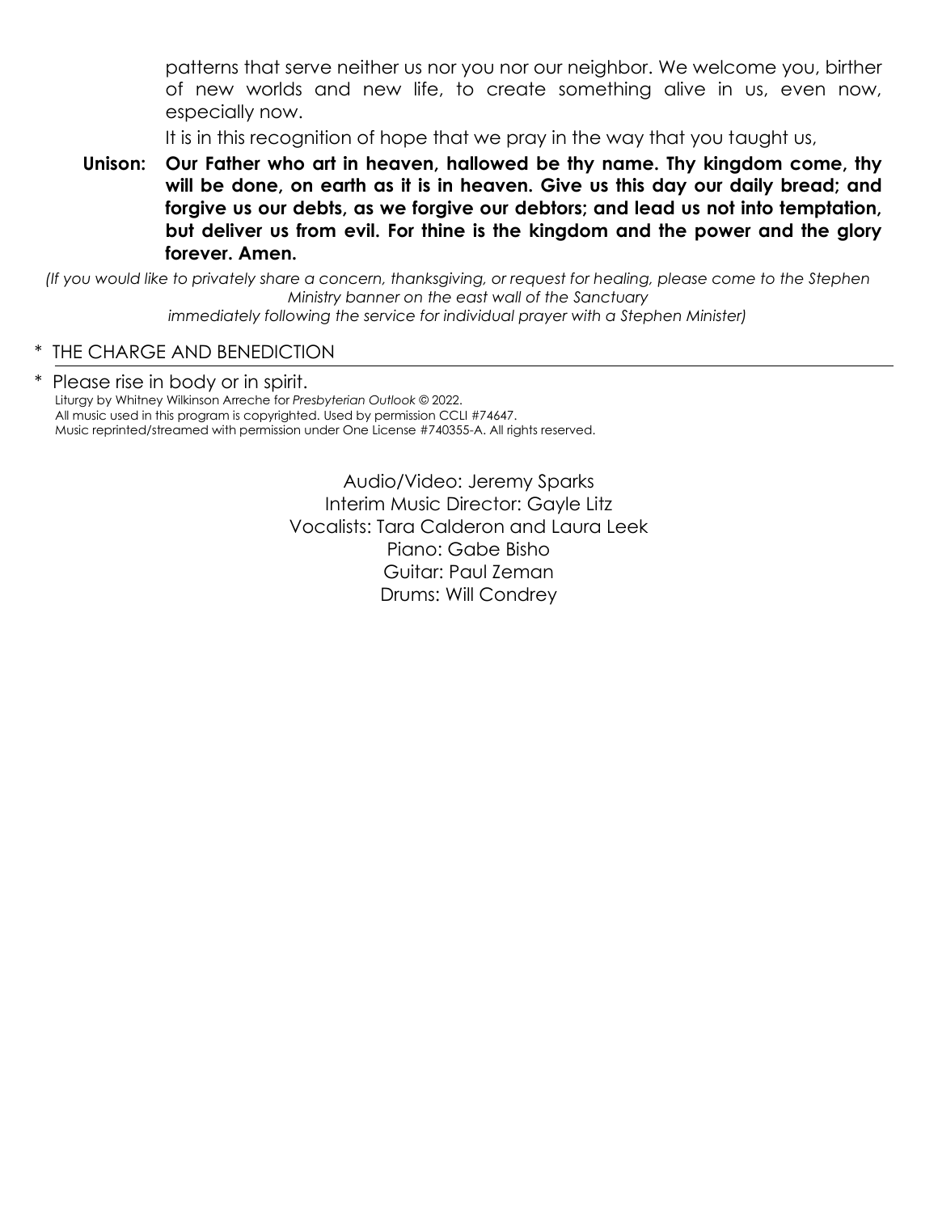patterns that serve neither us nor you nor our neighbor. We welcome you, birther of new worlds and new life, to create something alive in us, even now, especially now.

It is in this recognition of hope that we pray in the way that you taught us,

**Unison: Our Father who art in heaven, hallowed be thy name. Thy kingdom come, thy will be done, on earth as it is in heaven. Give us this day our daily bread; and forgive us our debts, as we forgive our debtors; and lead us not into temptation, but deliver us from evil. For thine is the kingdom and the power and the glory forever. Amen.**

*(If you would like to privately share a concern, thanksgiving, or request for healing, please come to the Stephen Ministry banner on the east wall of the Sanctuary immediately following the service for individual prayer with a Stephen Minister)*

\* THE CHARGE AND BENEDICTION

\* Please rise in body or in spirit.

Liturgy by Whitney Wilkinson Arreche for *Presbyterian Outlook* © 2022.
All music used in this program is copyrighted. Used by permission CCLI #74647.
Music reprinted/streamed with permission under One License #740355-A. All rights reserved.

Audio/Video: Jeremy Sparks
Interim Music Director: Gayle Litz
Vocalists: Tara Calderon and Laura Leek
Piano: Gabe Bisho
Guitar: Paul Zeman
Drums: Will Condrey